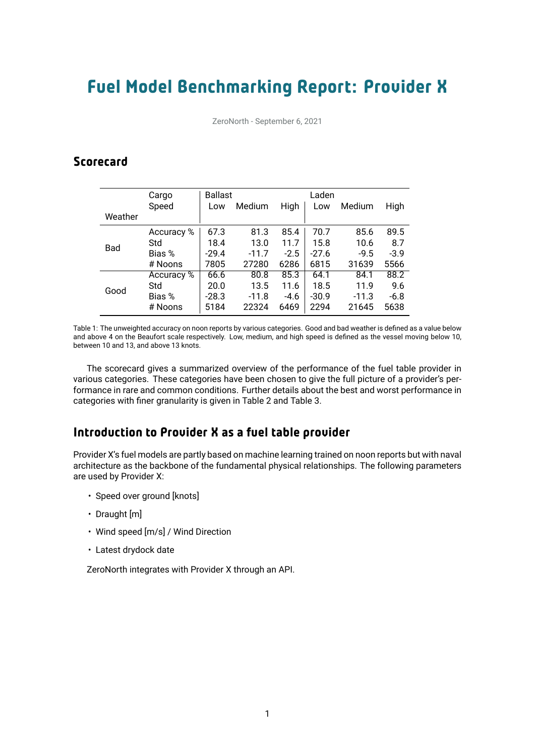# Fuel Model Benchmarking Report: Provider X

ZeroNorth - September 6, 2021

## Scorecard

| | Cargo | Ballast | | | Laden | | |
|---|---|---|---|---|---|---|---|
| | Speed | Low | Medium | High | Low | Medium | High |
| Weather | | | | | | | |
| Bad | Accuracy % | 67.3 | 81.3 | 85.4 | 70.7 | 85.6 | 89.5 |
| | Std | 18.4 | 13.0 | 11.7 | 15.8 | 10.6 | 8.7 |
| | Bias % | -29.4 | -11.7 | -2.5 | -27.6 | -9.5 | -3.9 |
| | # Noons | 7805 | 27280 | 6286 | 6815 | 31639 | 5566 |
| Good | Accuracy % | 66.6 | 80.8 | 85.3 | 64.1 | 84.1 | 88.2 |
| | Std | 20.0 | 13.5 | 11.6 | 18.5 | 11.9 | 9.6 |
| | Bias % | -28.3 | -11.8 | -4.6 | -30.9 | -11.3 | -6.8 |
| | # Noons | 5184 | 22324 | 6469 | 2294 | 21645 | 5638 |

Table 1: The unweighted accuracy on noon reports by various categories. Good and bad weather is defined as a value below and above 4 on the Beaufort scale respectively. Low, medium, and high speed is defined as the vessel moving below 10, between 10 and 13, and above 13 knots.

The scorecard gives a summarized overview of the performance of the fuel table provider in various categories. These categories have been chosen to give the full picture of a provider's performance in rare and common conditions. Further details about the best and worst performance in categories with finer granularity is given in Table 2 and Table 3.

## Introduction to Provider X as a fuel table provider

Provider X's fuel models are partly based on machine learning trained on noon reports but with naval architecture as the backbone of the fundamental physical relationships. The following parameters are used by Provider X:

- Speed over ground [knots]
- Draught [m]
- Wind speed [m/s] / Wind Direction
- Latest drydock date

ZeroNorth integrates with Provider X through an API.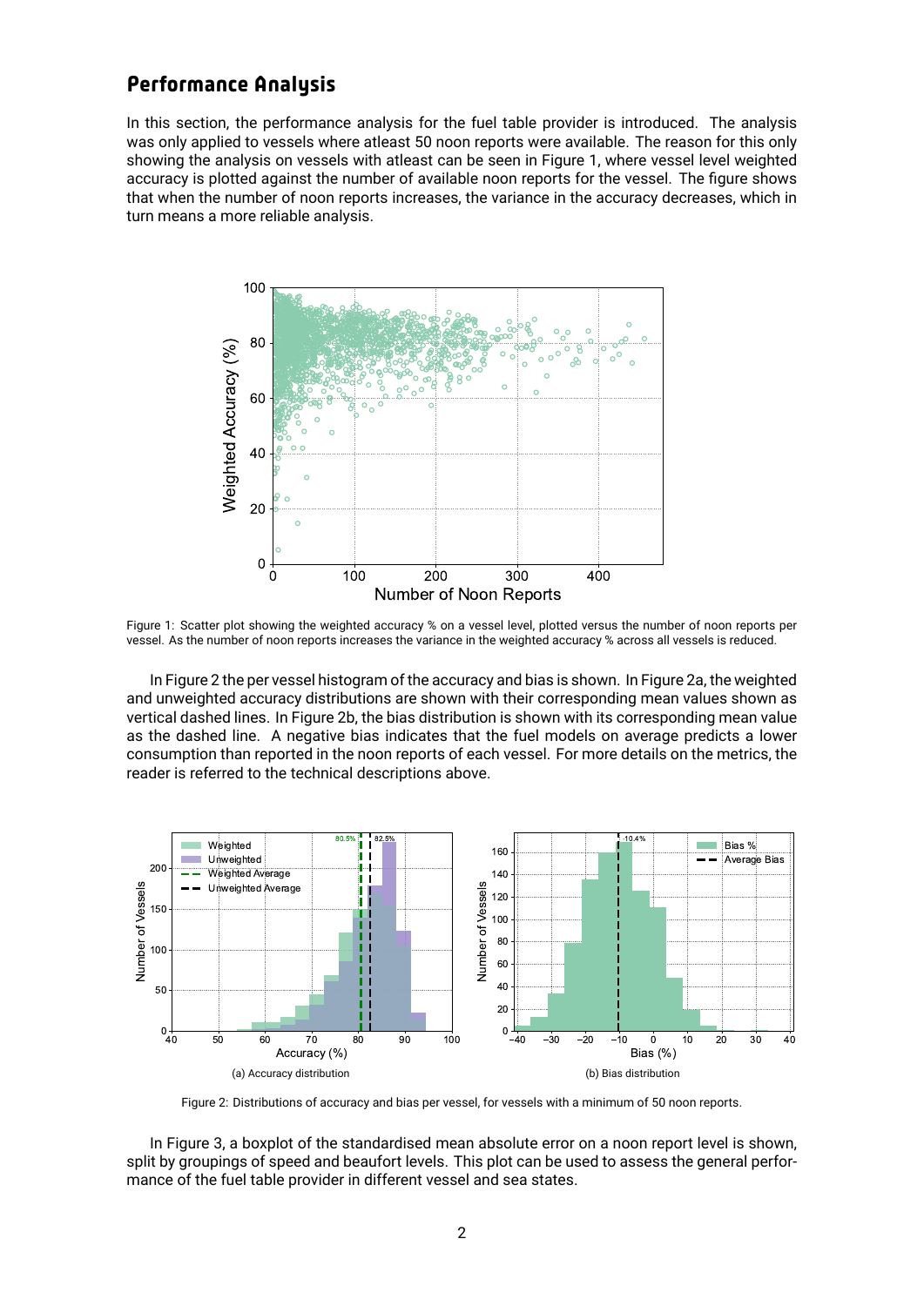## Performance Analysis

In this section, the performance analysis for the fuel table provider is introduced. The analysis was only applied to vessels where atleast 50 noon reports were available. The reason for this only showing the analysis on vessels with atleast can be seen in Figure 1, where vessel level weighted accuracy is plotted against the number of available noon reports for the vessel. The figure shows that when the number of noon reports increases, the variance in the accuracy decreases, which in turn means a more reliable analysis.

Figure 1: Scatter plot showing the weighted accuracy % on a vessel level, plotted versus the number of noon reports per vessel. As the number of noon reports increases the variance in the weighted accuracy % across all vessels is reduced.

In Figure 2 the per vessel histogram of the accuracy and bias is shown. In Figure 2a, the weighted and unweighted accuracy distributions are shown with their corresponding mean values shown as vertical dashed lines. In Figure 2b, the bias distribution is shown with its corresponding mean value as the dashed line. A negative bias indicates that the fuel models on average predicts a lower consumption than reported in the noon reports of each vessel. For more details on the metrics, the reader is referred to the technical descriptions above.

(a) Accuracy distribution

(b) Bias distribution

Figure 2: Distributions of accuracy and bias per vessel, for vessels with a minimum of 50 noon reports.

In Figure 3, a boxplot of the standardised mean absolute error on a noon report level is shown, split by groupings of speed and beaufort levels. This plot can be used to assess the general performance of the fuel table provider in different vessel and sea states.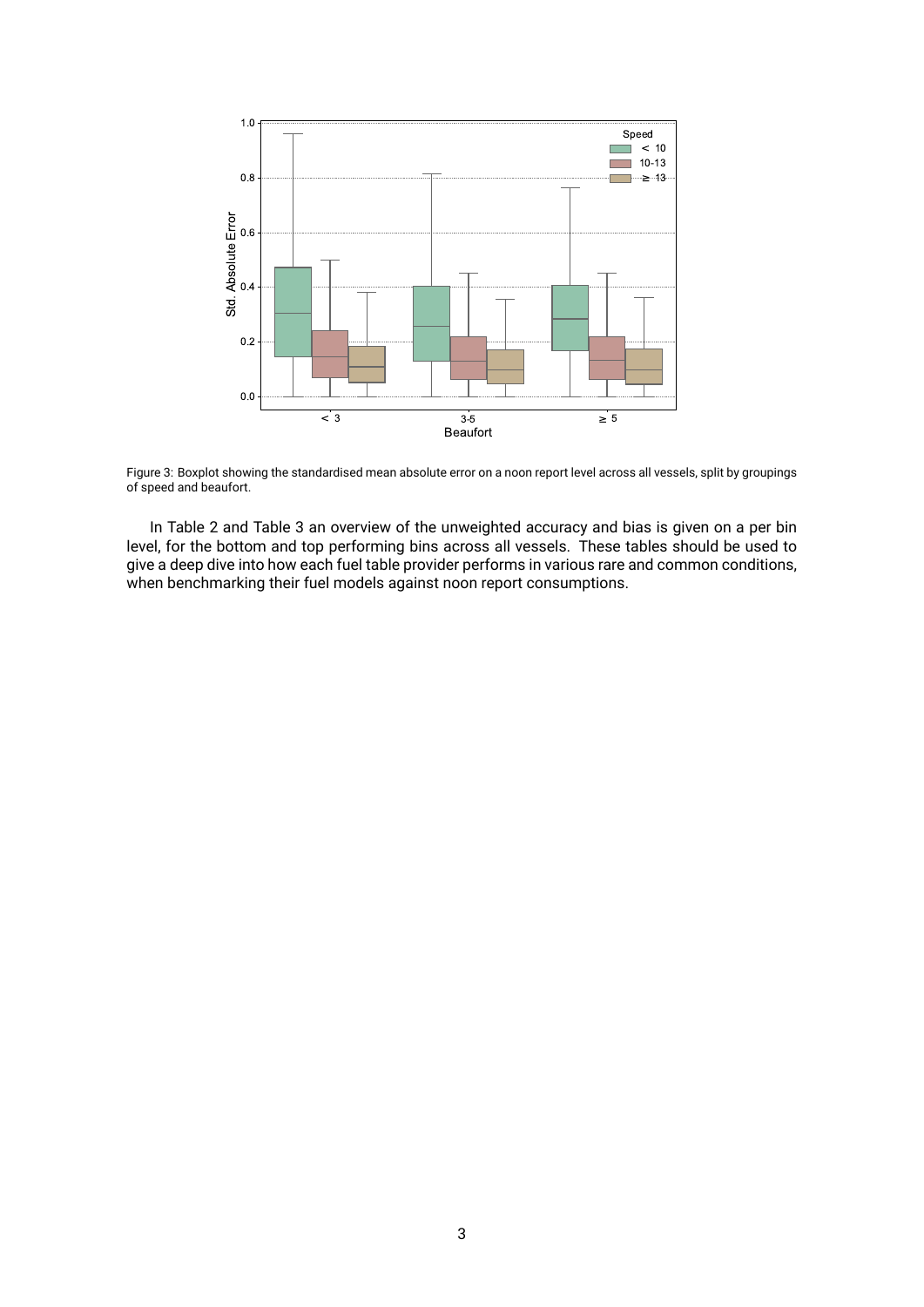Figure 3: Boxplot showing the standardised mean absolute error on a noon report level across all vessels, split by groupings of speed and beaufort.

In Table 2 and Table 3 an overview of the unweighted accuracy and bias is given on a per bin level, for the bottom and top performing bins across all vessels. These tables should be used to give a deep dive into how each fuel table provider performs in various rare and common conditions, when benchmarking their fuel models against noon report consumptions.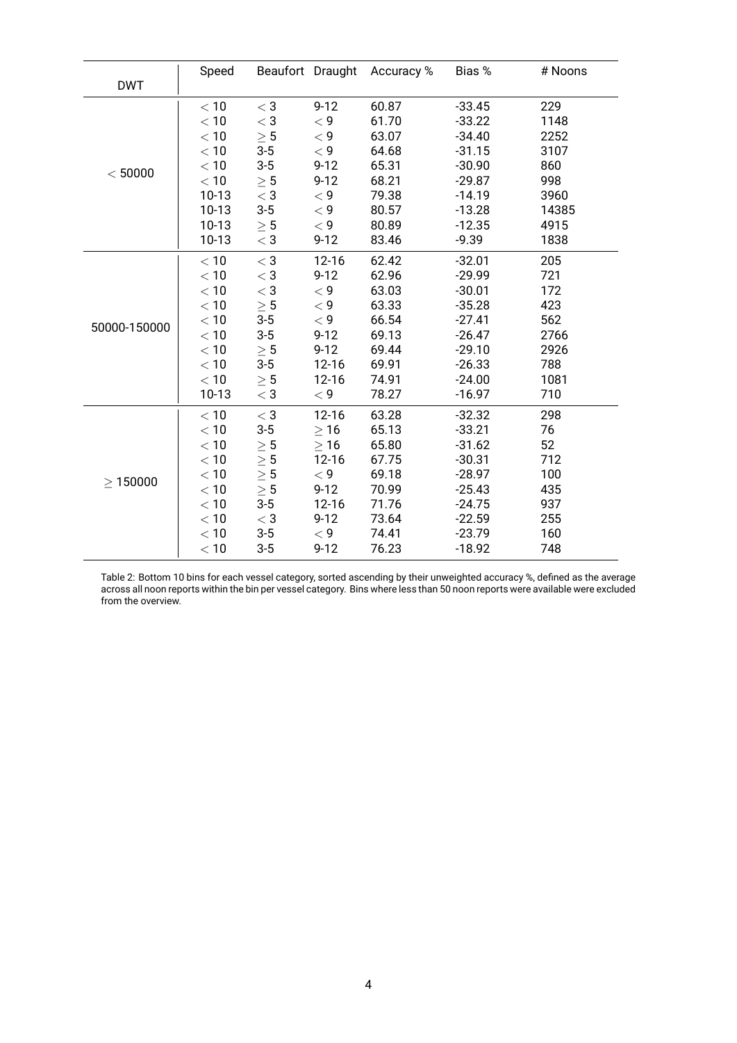| DWT | Speed | Beaufort | Draught | Accuracy % | Bias % | # Noons |
|---|---|---|---|---|---|---|
| $< 50000$ | $< 10$ | $< 3$ | 9-12 | 60.87 | -33.45 | 229 |
| | $< 10$ | $< 3$ | $< 9$ | 61.70 | -33.22 | 1148 |
| | $< 10$ | $\geq 5$ | $< 9$ | 63.07 | -34.40 | 2252 |
| | $< 10$ | 3-5 | $< 9$ | 64.68 | -31.15 | 3107 |
| | $< 10$ | 3-5 | 9-12 | 65.31 | -30.90 | 860 |
| | $< 10$ | $\geq 5$ | 9-12 | 68.21 | -29.87 | 998 |
| | 10-13 | $< 3$ | $< 9$ | 79.38 | -14.19 | 3960 |
| | 10-13 | 3-5 | $< 9$ | 80.57 | -13.28 | 14385 |
| | 10-13 | $\geq 5$ | $< 9$ | 80.89 | -12.35 | 4915 |
| | 10-13 | $< 3$ | 9-12 | 83.46 | -9.39 | 1838 |
| 50000-150000 | $< 10$ | $< 3$ | 12-16 | 62.42 | -32.01 | 205 |
| | $< 10$ | $< 3$ | 9-12 | 62.96 | -29.99 | 721 |
| | $< 10$ | $< 3$ | $< 9$ | 63.03 | -30.01 | 172 |
| | $< 10$ | $\geq 5$ | $< 9$ | 63.33 | -35.28 | 423 |
| | $< 10$ | 3-5 | $< 9$ | 66.54 | -27.41 | 562 |
| | $< 10$ | 3-5 | 9-12 | 69.13 | -26.47 | 2766 |
| | $< 10$ | $\geq 5$ | 9-12 | 69.44 | -29.10 | 2926 |
| | $< 10$ | 3-5 | 12-16 | 69.91 | -26.33 | 788 |
| | $< 10$ | $\geq 5$ | 12-16 | 74.91 | -24.00 | 1081 |
| | 10-13 | $< 3$ | $< 9$ | 78.27 | -16.97 | 710 |
| $\geq 150000$ | $< 10$ | $< 3$ | 12-16 | 63.28 | -32.32 | 298 |
| | $< 10$ | 3-5 | $\geq 16$ | 65.13 | -33.21 | 76 |
| | $< 10$ | $\geq 5$ | $\geq 16$ | 65.80 | -31.62 | 52 |
| | $< 10$ | $\geq 5$ | 12-16 | 67.75 | -30.31 | 712 |
| | $< 10$ | $\geq 5$ | $< 9$ | 69.18 | -28.97 | 100 |
| | $< 10$ | $\geq 5$ | 9-12 | 70.99 | -25.43 | 435 |
| | $< 10$ | 3-5 | 12-16 | 71.76 | -24.75 | 937 |
| | $< 10$ | $< 3$ | 9-12 | 73.64 | -22.59 | 255 |
| | $< 10$ | 3-5 | $< 9$ | 74.41 | -23.79 | 160 |
| | $< 10$ | 3-5 | 9-12 | 76.23 | -18.92 | 748 |

Table 2: Bottom 10 bins for each vessel category, sorted ascending by their unweighted accuracy %, defined as the average across all noon reports within the bin per vessel category. Bins where less than 50 noon reports were available were excluded from the overview.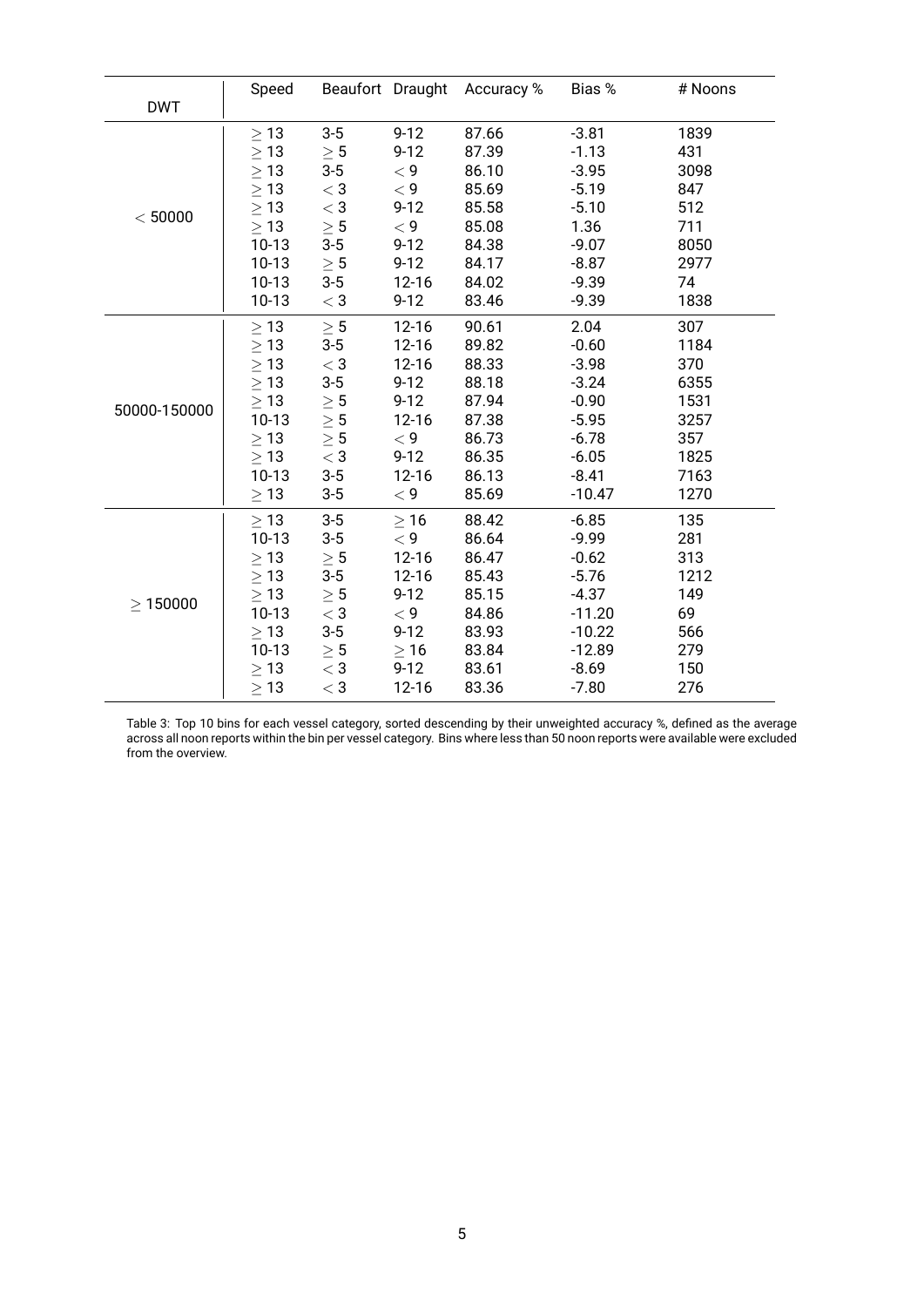| DWT | Speed | Beaufort | Draught | Accuracy % | Bias % | # Noons |
|---|---|---|---|---|---|---|
| $< 50000$ | $\geq 13$ | 3-5 | 9-12 | 87.66 | -3.81 | 1839 |
| | $\geq 13$ | $\geq 5$ | 9-12 | 87.39 | -1.13 | 431 |
| | $\geq 13$ | 3-5 | $< 9$ | 86.10 | -3.95 | 3098 |
| | $\geq 13$ | $< 3$ | $< 9$ | 85.69 | -5.19 | 847 |
| | $\geq 13$ | $< 3$ | 9-12 | 85.58 | -5.10 | 512 |
| | $\geq 13$ | $\geq 5$ | $< 9$ | 85.08 | 1.36 | 711 |
| | 10-13 | 3-5 | 9-12 | 84.38 | -9.07 | 8050 |
| | 10-13 | $\geq 5$ | 9-12 | 84.17 | -8.87 | 2977 |
| | 10-13 | 3-5 | 12-16 | 84.02 | -9.39 | 74 |
| | 10-13 | $< 3$ | 9-12 | 83.46 | -9.39 | 1838 |
| 50000-150000 | $\geq 13$ | $\geq 5$ | 12-16 | 90.61 | 2.04 | 307 |
| | $\geq 13$ | 3-5 | 12-16 | 89.82 | -0.60 | 1184 |
| | $\geq 13$ | $< 3$ | 12-16 | 88.33 | -3.98 | 370 |
| | $\geq 13$ | 3-5 | 9-12 | 88.18 | -3.24 | 6355 |
| | $\geq 13$ | $\geq 5$ | 9-12 | 87.94 | -0.90 | 1531 |
| | 10-13 | $\geq 5$ | 12-16 | 87.38 | -5.95 | 3257 |
| | $\geq 13$ | $\geq 5$ | $< 9$ | 86.73 | -6.78 | 357 |
| | $\geq 13$ | $< 3$ | 9-12 | 86.35 | -6.05 | 1825 |
| | 10-13 | 3-5 | 12-16 | 86.13 | -8.41 | 7163 |
| | $\geq 13$ | 3-5 | $< 9$ | 85.69 | -10.47 | 1270 |
| $\geq 150000$ | $\geq 13$ | 3-5 | $\geq 16$ | 88.42 | -6.85 | 135 |
| | 10-13 | 3-5 | $< 9$ | 86.64 | -9.99 | 281 |
| | $\geq 13$ | $\geq 5$ | 12-16 | 86.47 | -0.62 | 313 |
| | $\geq 13$ | 3-5 | 12-16 | 85.43 | -5.76 | 1212 |
| | $\geq 13$ | $\geq 5$ | 9-12 | 85.15 | -4.37 | 149 |
| | 10-13 | $< 3$ | $< 9$ | 84.86 | -11.20 | 69 |
| | $\geq 13$ | 3-5 | 9-12 | 83.93 | -10.22 | 566 |
| | 10-13 | $\geq 5$ | $\geq 16$ | 83.84 | -12.89 | 279 |
| | $\geq 13$ | $< 3$ | 9-12 | 83.61 | -8.69 | 150 |
| | $\geq 13$ | $< 3$ | 12-16 | 83.36 | -7.80 | 276 |

Table 3: Top 10 bins for each vessel category, sorted descending by their unweighted accuracy %, defined as the average across all noon reports within the bin per vessel category. Bins where less than 50 noon reports were available were excluded from the overview.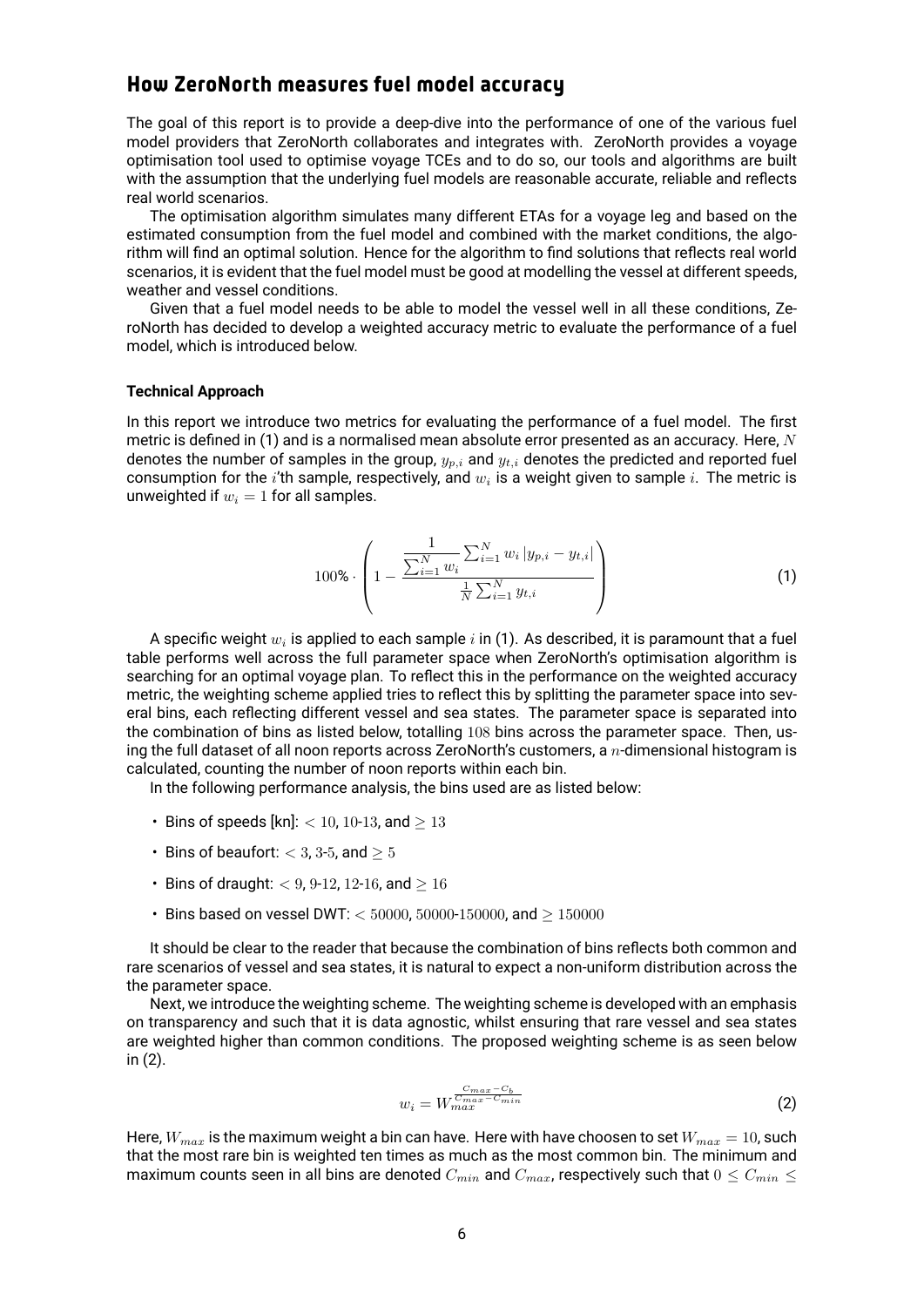## How ZeroNorth measures fuel model accuracy

The goal of this report is to provide a deep-dive into the performance of one of the various fuel model providers that ZeroNorth collaborates and integrates with. ZeroNorth provides a voyage optimisation tool used to optimise voyage TCEs and to do so, our tools and algorithms are built with the assumption that the underlying fuel models are reasonable accurate, reliable and reflects real world scenarios.

The optimisation algorithm simulates many different ETAs for a voyage leg and based on the estimated consumption from the fuel model and combined with the market conditions, the algorithm will find an optimal solution. Hence for the algorithm to find solutions that reflects real world scenarios, it is evident that the fuel model must be good at modelling the vessel at different speeds, weather and vessel conditions.

Given that a fuel model needs to be able to model the vessel well in all these conditions, ZeroNorth has decided to develop a weighted accuracy metric to evaluate the performance of a fuel model, which is introduced below.

**Technical Approach**

In this report we introduce two metrics for evaluating the performance of a fuel model. The first metric is defined in (1) and is a normalised mean absolute error presented as an accuracy. Here, $N$ denotes the number of samples in the group, $y_{p,i}$ and $y_{t,i}$ denotes the predicted and reported fuel consumption for the $i$'th sample, respectively, and $w_i$ is a weight given to sample $i$. The metric is unweighted if $w_i = 1$ for all samples.

$$100\% \cdot \left( 1 - \frac{\frac{1}{\sum_{i=1}^{N} w_i} \sum_{i=1}^{N} w_i \left| y_{p,i} - y_{t,i} \right|}{\frac{1}{N} \sum_{i=1}^{N} y_{t,i}} \right) \quad (1)$$

A specific weight $w_i$ is applied to each sample $i$ in (1). As described, it is paramount that a fuel table performs well across the full parameter space when ZeroNorth's optimisation algorithm is searching for an optimal voyage plan. To reflect this in the performance on the weighted accuracy metric, the weighting scheme applied tries to reflect this by splitting the parameter space into several bins, each reflecting different vessel and sea states. The parameter space is separated into the combination of bins as listed below, totalling $108$ bins across the parameter space. Then, using the full dataset of all noon reports across ZeroNorth's customers, a $n$-dimensional histogram is calculated, counting the number of noon reports within each bin.

In the following performance analysis, the bins used are as listed below:

- Bins of speeds [kn]: $< 10$, $10$-$13$, and $\geq 13$
- Bins of beaufort: $< 3$, $3$-$5$, and $\geq 5$
- Bins of draught: $< 9$, $9$-$12$, $12$-$16$, and $\geq 16$
- Bins based on vessel DWT: $< 50000$, $50000$-$150000$, and $\geq 150000$

It should be clear to the reader that because the combination of bins reflects both common and rare scenarios of vessel and sea states, it is natural to expect a non-uniform distribution across the the parameter space.

Next, we introduce the weighting scheme. The weighting scheme is developed with an emphasis on transparency and such that it is data agnostic, whilst ensuring that rare vessel and sea states are weighted higher than common conditions. The proposed weighting scheme is as seen below in (2).

$$w_i = W_{max}^{\frac{C_{max} - C_b}{C_{max} - C_{min}}} \quad (2)$$

Here, $W_{max}$ is the maximum weight a bin can have. Here with have choosen to set $W_{max} = 10$, such that the most rare bin is weighted ten times as much as the most common bin. The minimum and maximum counts seen in all bins are denoted $C_{min}$ and $C_{max}$, respectively such that $0 \leq C_{min} \leq$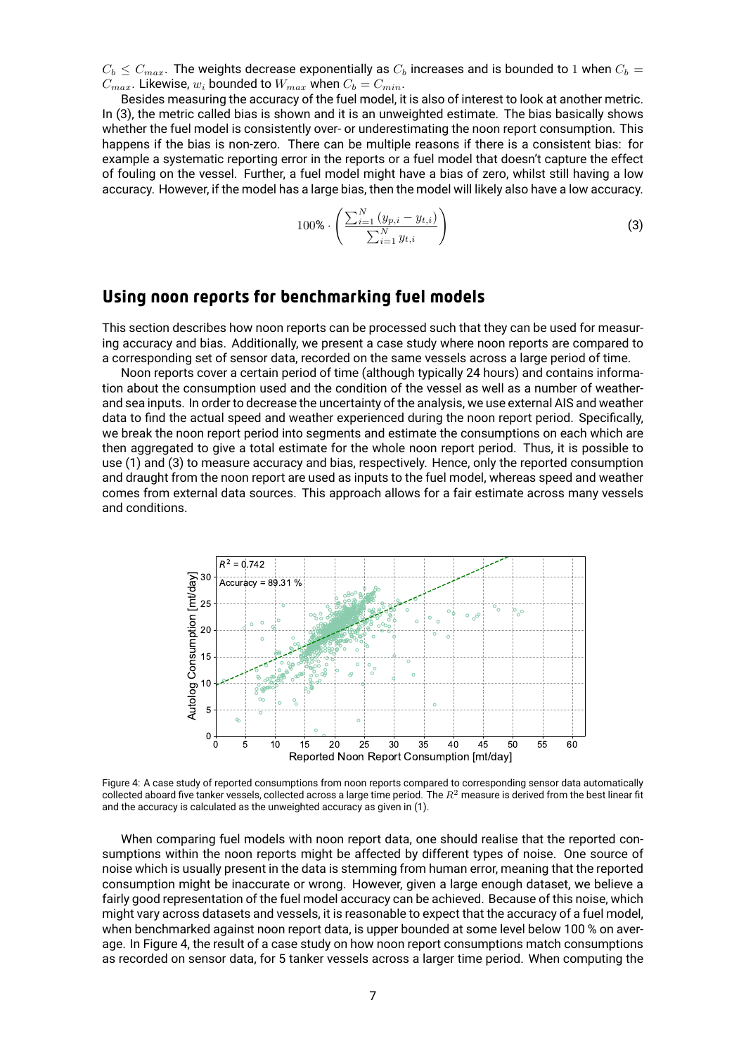$C_b \leq C_{max}$. The weights decrease exponentially as $C_b$ increases and is bounded to 1 when $C_b = C_{max}$. Likewise, $w_i$ bounded to $W_{max}$ when $C_b = C_{min}$.

Besides measuring the accuracy of the fuel model, it is also of interest to look at another metric. In (3), the metric called bias is shown and it is an unweighted estimate. The bias basically shows whether the fuel model is consistently over- or underestimating the noon report consumption. This happens if the bias is non-zero. There can be multiple reasons if there is a consistent bias: for example a systematic reporting error in the reports or a fuel model that doesn't capture the effect of fouling on the vessel. Further, a fuel model might have a bias of zero, whilst still having a low accuracy. However, if the model has a large bias, then the model will likely also have a low accuracy.

$$100\% \cdot \left( \frac{\sum_{i=1}^{N} (y_{p,i} - y_{t,i})}{\sum_{i=1}^{N} y_{t,i}} \right) \tag{3}$$

## Using noon reports for benchmarking fuel models

This section describes how noon reports can be processed such that they can be used for measuring accuracy and bias. Additionally, we present a case study where noon reports are compared to a corresponding set of sensor data, recorded on the same vessels across a large period of time.

Noon reports cover a certain period of time (although typically 24 hours) and contains information about the consumption used and the condition of the vessel as well as a number of weather- and sea inputs. In order to decrease the uncertainty of the analysis, we use external AIS and weather data to find the actual speed and weather experienced during the noon report period. Specifically, we break the noon report period into segments and estimate the consumptions on each which are then aggregated to give a total estimate for the whole noon report period. Thus, it is possible to use (1) and (3) to measure accuracy and bias, respectively. Hence, only the reported consumption and draught from the noon report are used as inputs to the fuel model, whereas speed and weather comes from external data sources. This approach allows for a fair estimate across many vessels and conditions.

Figure 4: A case study of reported consumptions from noon reports compared to corresponding sensor data automatically collected aboard five tanker vessels, collected across a large time period. The $R^2$ measure is derived from the best linear fit and the accuracy is calculated as the unweighted accuracy as given in (1).

When comparing fuel models with noon report data, one should realise that the reported consumptions within the noon reports might be affected by different types of noise. One source of noise which is usually present in the data is stemming from human error, meaning that the reported consumption might be inaccurate or wrong. However, given a large enough dataset, we believe a fairly good representation of the fuel model accuracy can be achieved. Because of this noise, which might vary across datasets and vessels, it is reasonable to expect that the accuracy of a fuel model, when benchmarked against noon report data, is upper bounded at some level below 100 % on average. In Figure 4, the result of a case study on how noon report consumptions match consumptions as recorded on sensor data, for 5 tanker vessels across a larger time period. When computing the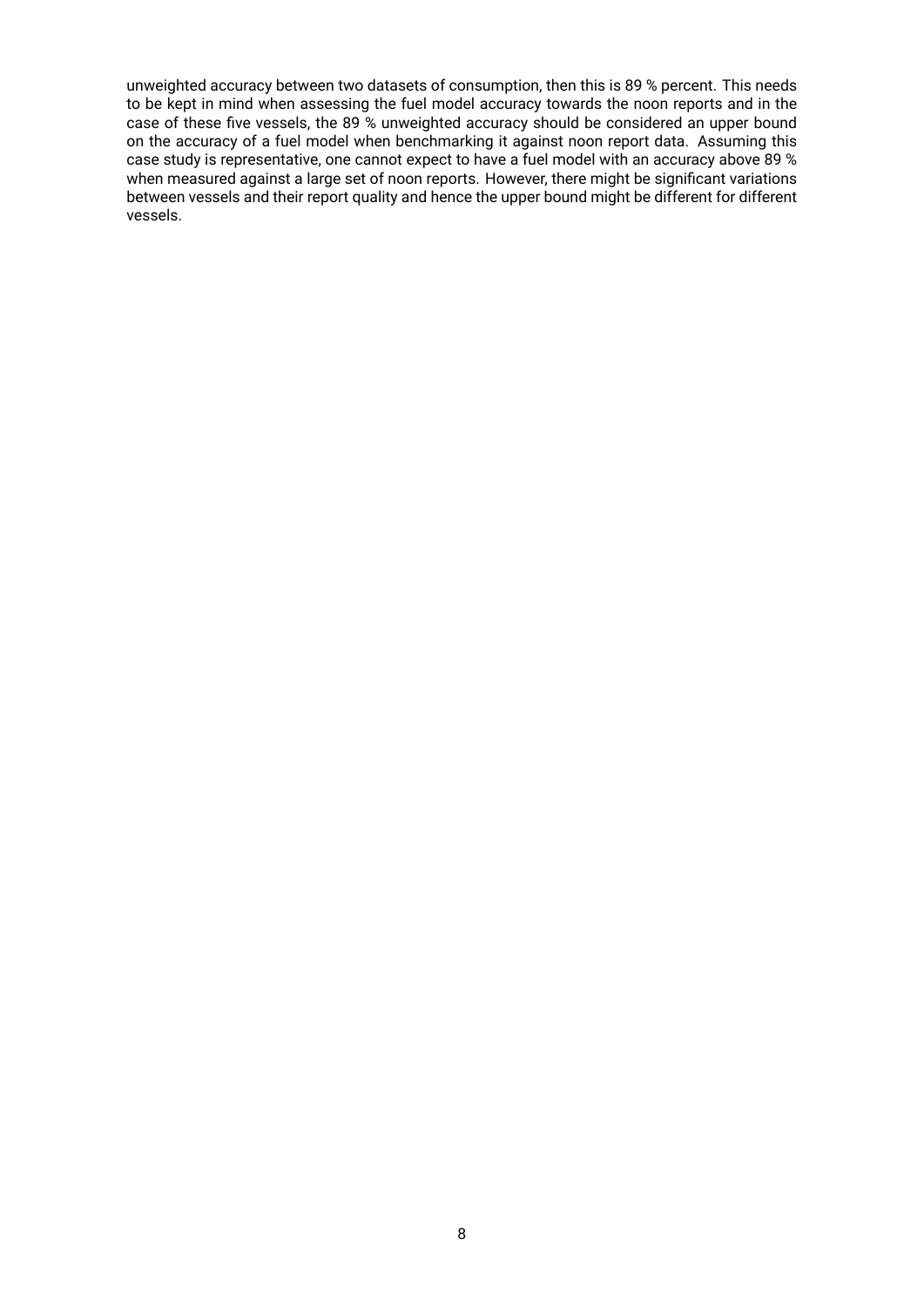unweighted accuracy between two datasets of consumption, then this is 89 % percent. This needs to be kept in mind when assessing the fuel model accuracy towards the noon reports and in the case of these five vessels, the 89 % unweighted accuracy should be considered an upper bound on the accuracy of a fuel model when benchmarking it against noon report data. Assuming this case study is representative, one cannot expect to have a fuel model with an accuracy above 89 % when measured against a large set of noon reports. However, there might be significant variations between vessels and their report quality and hence the upper bound might be different for different vessels.